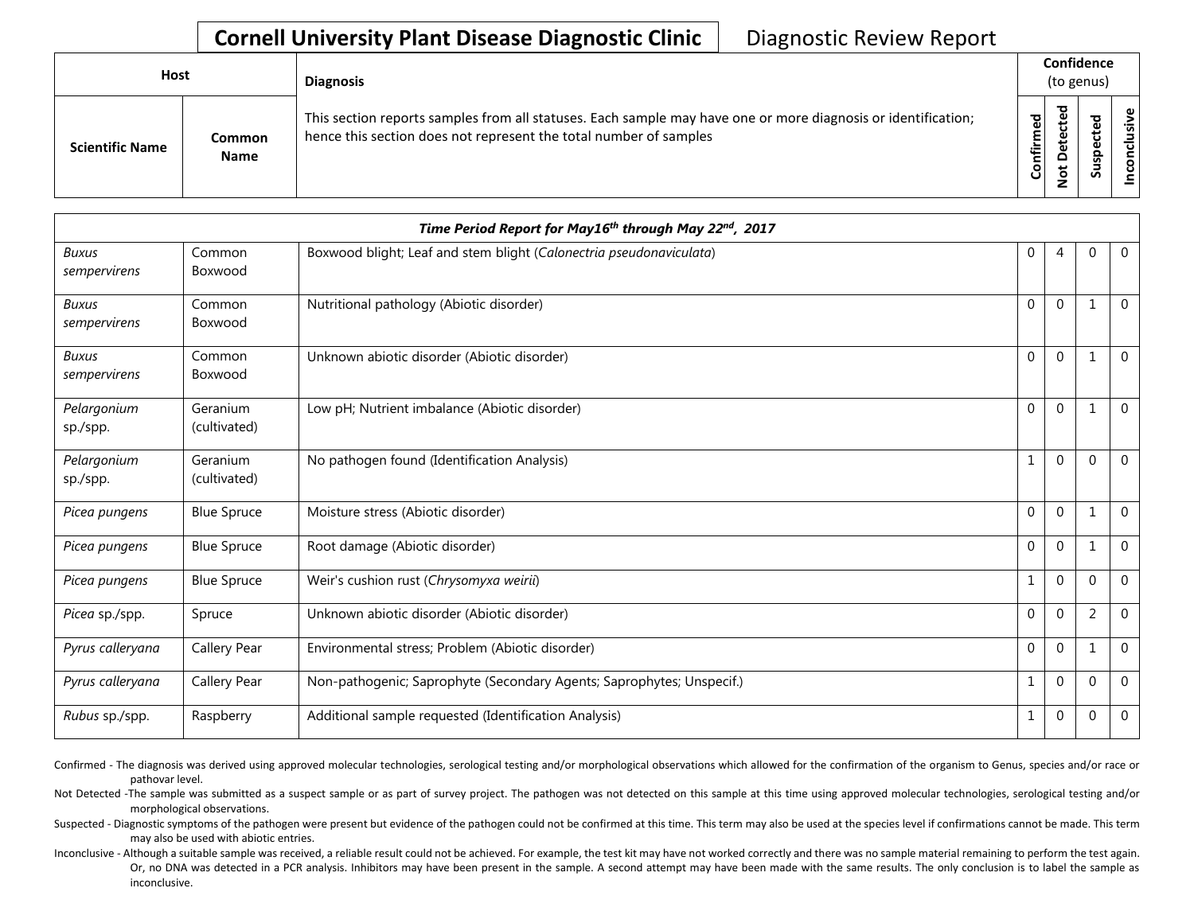# Cornell University Plant Disease Diagnostic Clinic

Diagnostic Review Report

| Host | | Diagnosis | Confidence (to genus) | | | |
|---|---|---|---|---|---|---|
| Scientific Name | Common Name | This section reports samples from all statuses. Each sample may have one or more diagnosis or identification; hence this section does not represent the total number of samples | Confirmed | Not Detected | Suspected | Inconclusive |

| ***Time Period Report for May16th through May 22nd, 2017*** | | | | | | |
|---|---|---|---|---|---|---|
| *Buxus sempervirens* | Common Boxwood | Boxwood blight; Leaf and stem blight (*Calonectria pseudonaviculata*) | 0 | 4 | 0 | 0 |
| *Buxus sempervirens* | Common Boxwood | Nutritional pathology (Abiotic disorder) | 0 | 0 | 1 | 0 |
| *Buxus sempervirens* | Common Boxwood | Unknown abiotic disorder (Abiotic disorder) | 0 | 0 | 1 | 0 |
| *Pelargonium* sp./spp. | Geranium (cultivated) | Low pH; Nutrient imbalance (Abiotic disorder) | 0 | 0 | 1 | 0 |
| *Pelargonium* sp./spp. | Geranium (cultivated) | No pathogen found (Identification Analysis) | 1 | 0 | 0 | 0 |
| *Picea pungens* | Blue Spruce | Moisture stress (Abiotic disorder) | 0 | 0 | 1 | 0 |
| *Picea pungens* | Blue Spruce | Root damage (Abiotic disorder) | 0 | 0 | 1 | 0 |
| *Picea pungens* | Blue Spruce | Weir's cushion rust (*Chrysomyxa weirii*) | 1 | 0 | 0 | 0 |
| *Picea* sp./spp. | Spruce | Unknown abiotic disorder (Abiotic disorder) | 0 | 0 | 2 | 0 |
| *Pyrus calleryana* | Callery Pear | Environmental stress; Problem (Abiotic disorder) | 0 | 0 | 1 | 0 |
| *Pyrus calleryana* | Callery Pear | Non-pathogenic; Saprophyte (Secondary Agents; Saprophytes; Unspecif.) | 1 | 0 | 0 | 0 |
| *Rubus* sp./spp. | Raspberry | Additional sample requested (Identification Analysis) | 1 | 0 | 0 | 0 |

Confirmed - The diagnosis was derived using approved molecular technologies, serological testing and/or morphological observations which allowed for the confirmation of the organism to Genus, species and/or race or pathovar level.

Not Detected -The sample was submitted as a suspect sample or as part of survey project. The pathogen was not detected on this sample at this time using approved molecular technologies, serological testing and/or morphological observations.

Suspected - Diagnostic symptoms of the pathogen were present but evidence of the pathogen could not be confirmed at this time. This term may also be used at the species level if confirmations cannot be made. This term may also be used with abiotic entries.

Inconclusive - Although a suitable sample was received, a reliable result could not be achieved. For example, the test kit may have not worked correctly and there was no sample material remaining to perform the test again. Or, no DNA was detected in a PCR analysis. Inhibitors may have been present in the sample. A second attempt may have been made with the same results. The only conclusion is to label the sample as inconclusive.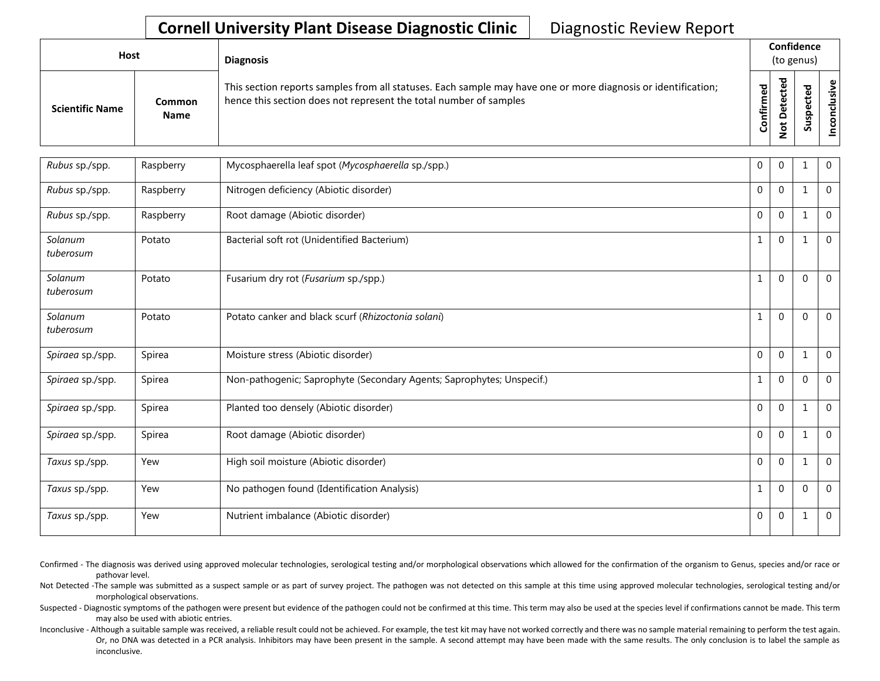# Cornell University Plant Disease Diagnostic Clinic

Diagnostic Review Report

| Host | | Diagnosis | Confidence (to genus) | | | |
|---|---|---|---|---|---|---|
| Scientific Name | Common Name | This section reports samples from all statuses. Each sample may have one or more diagnosis or identification; hence this section does not represent the total number of samples | Confirmed | Not Detected | Suspected | Inconclusive |
| *Rubus* sp./spp. | Raspberry | Mycosphaerella leaf spot (*Mycosphaerella* sp./spp.) | 0 | 0 | 1 | 0 |
| *Rubus* sp./spp. | Raspberry | Nitrogen deficiency (Abiotic disorder) | 0 | 0 | 1 | 0 |
| *Rubus* sp./spp. | Raspberry | Root damage (Abiotic disorder) | 0 | 0 | 1 | 0 |
| *Solanum tuberosum* | Potato | Bacterial soft rot (Unidentified Bacterium) | 1 | 0 | 1 | 0 |
| *Solanum tuberosum* | Potato | Fusarium dry rot (*Fusarium* sp./spp.) | 1 | 0 | 0 | 0 |
| *Solanum tuberosum* | Potato | Potato canker and black scurf (*Rhizoctonia solani*) | 1 | 0 | 0 | 0 |
| *Spiraea* sp./spp. | Spirea | Moisture stress (Abiotic disorder) | 0 | 0 | 1 | 0 |
| *Spiraea* sp./spp. | Spirea | Non-pathogenic; Saprophyte (Secondary Agents; Saprophytes; Unspecif.) | 1 | 0 | 0 | 0 |
| *Spiraea* sp./spp. | Spirea | Planted too densely (Abiotic disorder) | 0 | 0 | 1 | 0 |
| *Spiraea* sp./spp. | Spirea | Root damage (Abiotic disorder) | 0 | 0 | 1 | 0 |
| *Taxus* sp./spp. | Yew | High soil moisture (Abiotic disorder) | 0 | 0 | 1 | 0 |
| *Taxus* sp./spp. | Yew | No pathogen found (Identification Analysis) | 1 | 0 | 0 | 0 |
| *Taxus* sp./spp. | Yew | Nutrient imbalance (Abiotic disorder) | 0 | 0 | 1 | 0 |

Confirmed - The diagnosis was derived using approved molecular technologies, serological testing and/or morphological observations which allowed for the confirmation of the organism to Genus, species and/or race or pathovar level.

Not Detected -The sample was submitted as a suspect sample or as part of survey project. The pathogen was not detected on this sample at this time using approved molecular technologies, serological testing and/or morphological observations.

Suspected - Diagnostic symptoms of the pathogen were present but evidence of the pathogen could not be confirmed at this time. This term may also be used at the species level if confirmations cannot be made. This term may also be used with abiotic entries.

Inconclusive - Although a suitable sample was received, a reliable result could not be achieved. For example, the test kit may have not worked correctly and there was no sample material remaining to perform the test again. Or, no DNA was detected in a PCR analysis. Inhibitors may have been present in the sample. A second attempt may have been made with the same results. The only conclusion is to label the sample as inconclusive.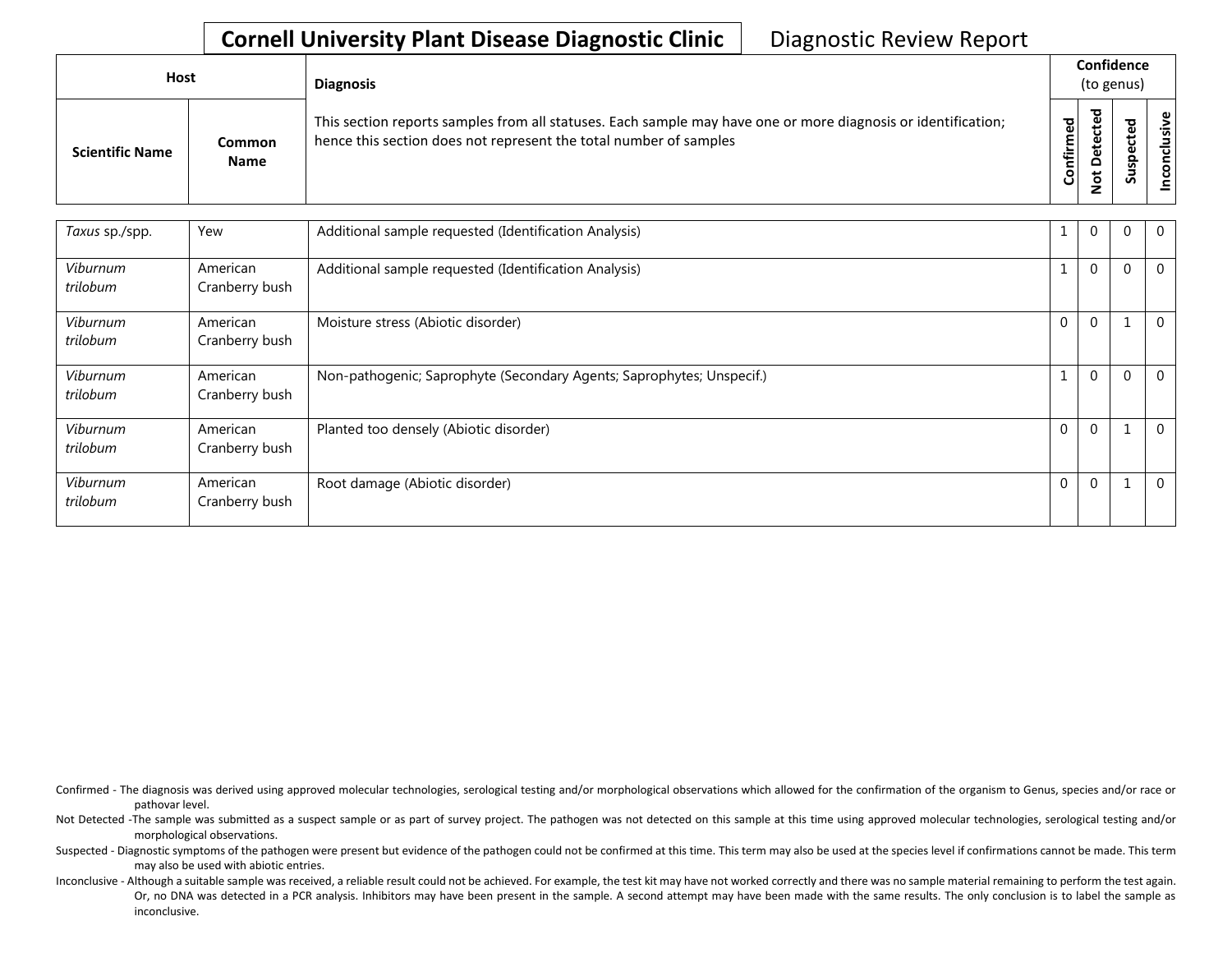## Cornell University Plant Disease Diagnostic Clinic

Diagnostic Review Report

| Host | | Diagnosis | Confidence (to genus) | | | |
|---|---|---|---|---|---|---|
| Scientific Name | Common Name | This section reports samples from all statuses. Each sample may have one or more diagnosis or identification; hence this section does not represent the total number of samples | Confirmed | Not Detected | Suspected | Inconclusive |
| *Taxus* sp./spp. | Yew | Additional sample requested (Identification Analysis) | 1 | 0 | 0 | 0 |
| *Viburnum trilobum* | American Cranberry bush | Additional sample requested (Identification Analysis) | 1 | 0 | 0 | 0 |
| *Viburnum trilobum* | American Cranberry bush | Moisture stress (Abiotic disorder) | 0 | 0 | 1 | 0 |
| *Viburnum trilobum* | American Cranberry bush | Non-pathogenic; Saprophyte (Secondary Agents; Saprophytes; Unspecif.) | 1 | 0 | 0 | 0 |
| *Viburnum trilobum* | American Cranberry bush | Planted too densely (Abiotic disorder) | 0 | 0 | 1 | 0 |
| *Viburnum trilobum* | American Cranberry bush | Root damage (Abiotic disorder) | 0 | 0 | 1 | 0 |

Confirmed - The diagnosis was derived using approved molecular technologies, serological testing and/or morphological observations which allowed for the confirmation of the organism to Genus, species and/or race or pathovar level.

Not Detected -The sample was submitted as a suspect sample or as part of survey project. The pathogen was not detected on this sample at this time using approved molecular technologies, serological testing and/or morphological observations.

Suspected - Diagnostic symptoms of the pathogen were present but evidence of the pathogen could not be confirmed at this time. This term may also be used at the species level if confirmations cannot be made. This term may also be used with abiotic entries.

Inconclusive - Although a suitable sample was received, a reliable result could not be achieved. For example, the test kit may have not worked correctly and there was no sample material remaining to perform the test again. Or, no DNA was detected in a PCR analysis. Inhibitors may have been present in the sample. A second attempt may have been made with the same results. The only conclusion is to label the sample as inconclusive.